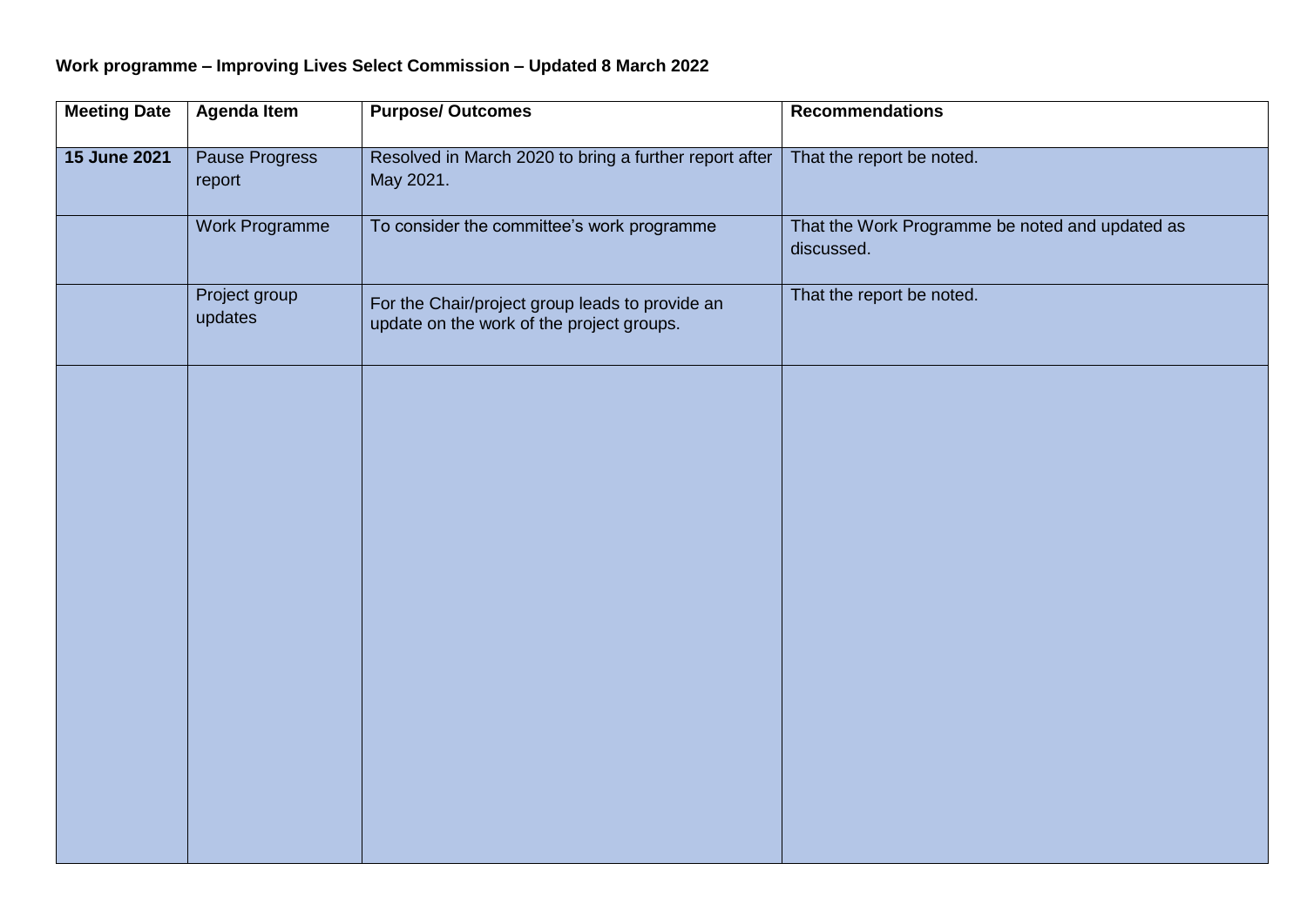**Work programme – Improving Lives Select Commission – Updated 8 March 2022**

| Meeting Date | Agenda Item | Purpose/ Outcomes | Recommendations |
|---|---|---|---|
| **15 June 2021** | Pause Progress report | Resolved in March 2020 to bring a further report after May 2021. | That the report be noted. |
| | Work Programme | To consider the committee's work programme | That the Work Programme be noted and updated as discussed. |
| | Project group updates | For the Chair/project group leads to provide an update on the work of the project groups. | That the report be noted. |
| | | | |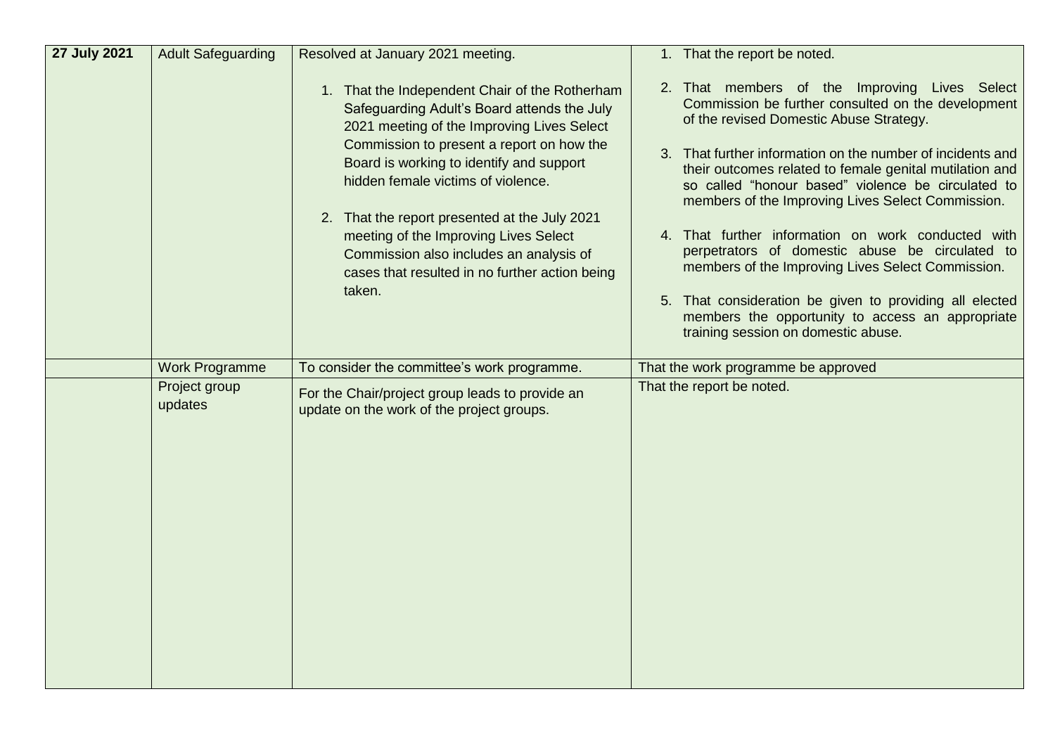| **27 July 2021** | Adult Safeguarding | Resolved at January 2021 meeting.<br><br>1. That the Independent Chair of the Rotherham Safeguarding Adult's Board attends the July 2021 meeting of the Improving Lives Select Commission to present a report on how the Board is working to identify and support hidden female victims of violence.<br><br>2. That the report presented at the July 2021 meeting of the Improving Lives Select Commission also includes an analysis of cases that resulted in no further action being taken. | 1. That the report be noted.<br><br>2. That members of the Improving Lives Select Commission be further consulted on the development of the revised Domestic Abuse Strategy.<br><br>3. That further information on the number of incidents and their outcomes related to female genital mutilation and so called "honour based" violence be circulated to members of the Improving Lives Select Commission.<br><br>4. That further information on work conducted with perpetrators of domestic abuse be circulated to members of the Improving Lives Select Commission.<br><br>5. That consideration be given to providing all elected members the opportunity to access an appropriate training session on domestic abuse. |
|---|---|---|---|
| | Work Programme | To consider the committee's work programme. | That the work programme be approved |
| | Project group updates | For the Chair/project group leads to provide an update on the work of the project groups. | That the report be noted. |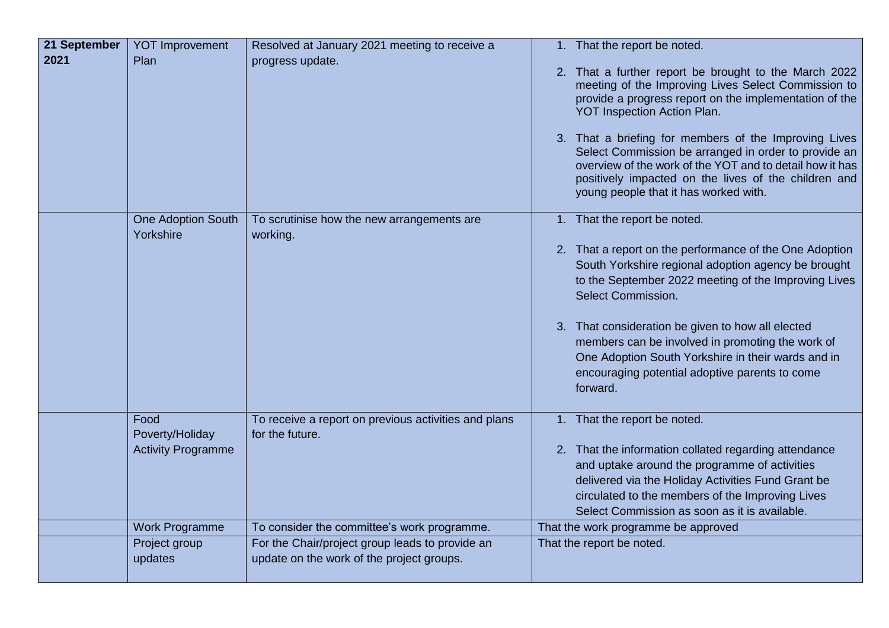| **21 September 2021** | YOT Improvement Plan | Resolved at January 2021 meeting to receive a progress update. | 1. That the report be noted.<br><br>2. That a further report be brought to the March 2022 meeting of the Improving Lives Select Commission to provide a progress report on the implementation of the YOT Inspection Action Plan.<br><br>3. That a briefing for members of the Improving Lives Select Commission be arranged in order to provide an overview of the work of the YOT and to detail how it has positively impacted on the lives of the children and young people that it has worked with. |
|---|---|---|---|
| | One Adoption South Yorkshire | To scrutinise how the new arrangements are working. | 1. That the report be noted.<br><br>2. That a report on the performance of the One Adoption South Yorkshire regional adoption agency be brought to the September 2022 meeting of the Improving Lives Select Commission.<br><br>3. That consideration be given to how all elected members can be involved in promoting the work of One Adoption South Yorkshire in their wards and in encouraging potential adoptive parents to come forward. |
| | Food Poverty/Holiday Activity Programme | To receive a report on previous activities and plans for the future. | 1. That the report be noted.<br><br>2. That the information collated regarding attendance and uptake around the programme of activities delivered via the Holiday Activities Fund Grant be circulated to the members of the Improving Lives Select Commission as soon as it is available. |
| | Work Programme | To consider the committee's work programme. | That the work programme be approved |
| | Project group updates | For the Chair/project group leads to provide an update on the work of the project groups. | That the report be noted. |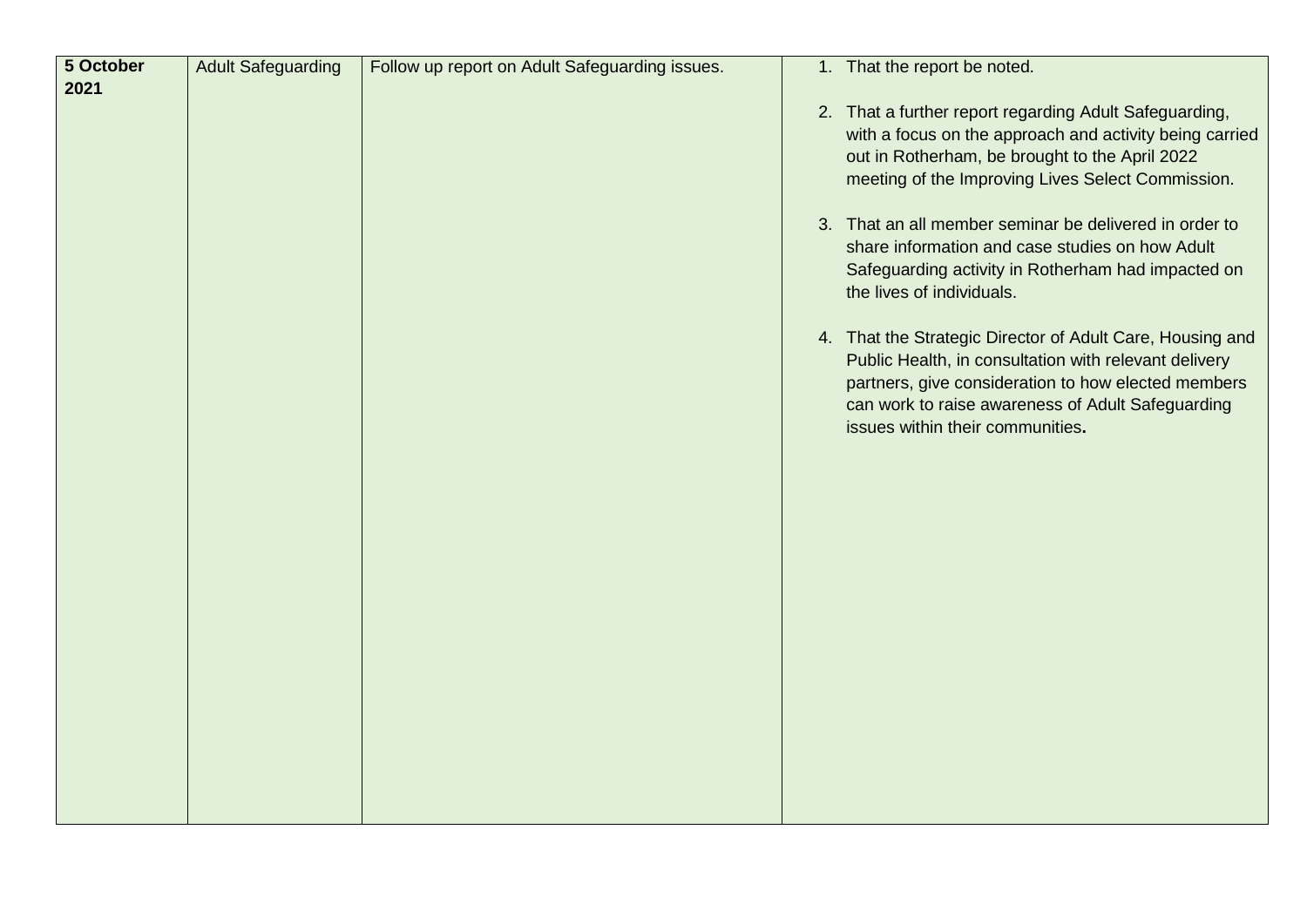| **5 October 2021** | Adult Safeguarding | Follow up report on Adult Safeguarding issues. | 1. That the report be noted.<br><br>2. That a further report regarding Adult Safeguarding, with a focus on the approach and activity being carried out in Rotherham, be brought to the April 2022 meeting of the Improving Lives Select Commission.<br><br>3. That an all member seminar be delivered in order to share information and case studies on how Adult Safeguarding activity in Rotherham had impacted on the lives of individuals.<br><br>4. That the Strategic Director of Adult Care, Housing and Public Health, in consultation with relevant delivery partners, give consideration to how elected members can work to raise awareness of Adult Safeguarding issues within their communities. |
|---|---|---|---|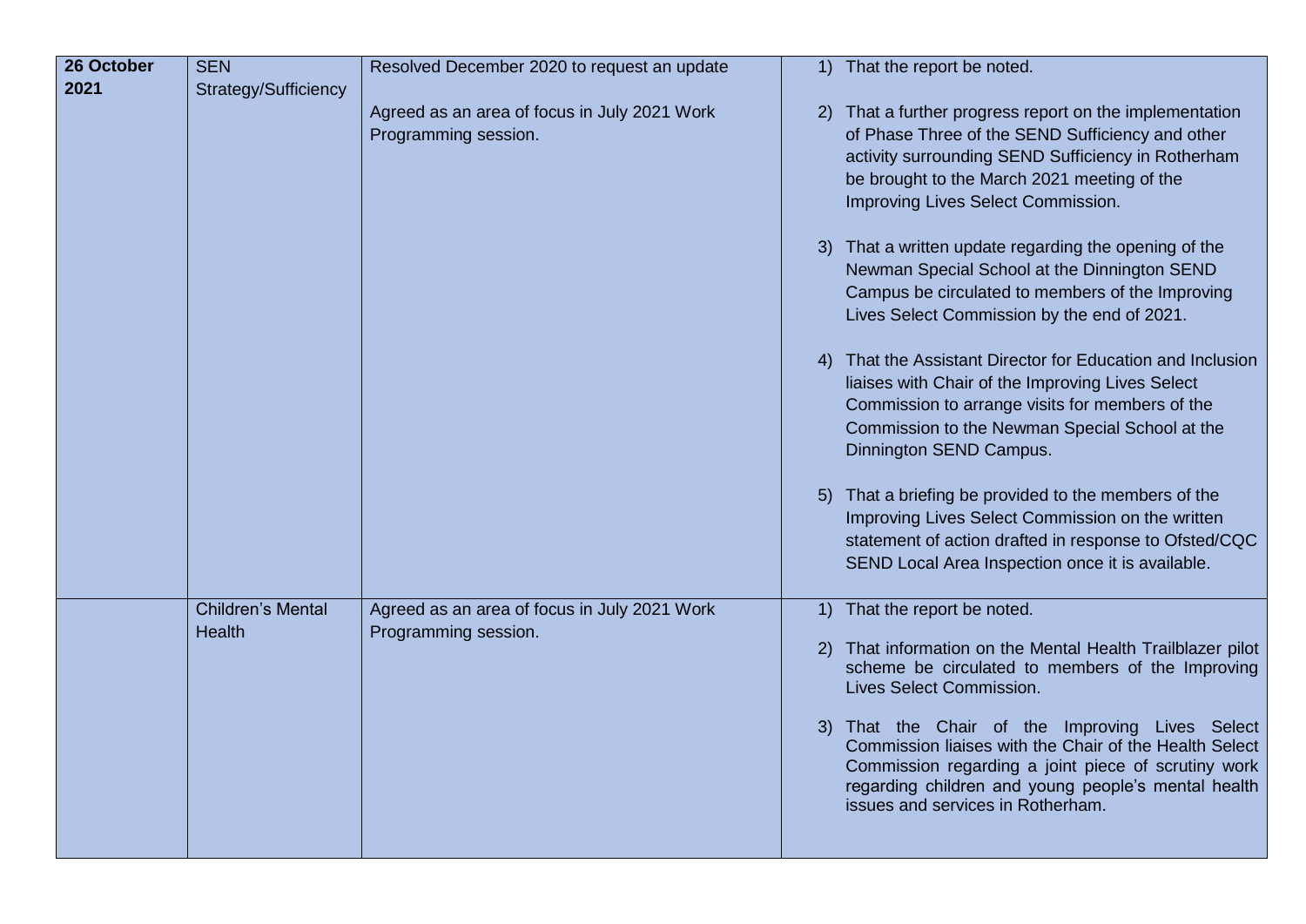| | | | |
|---|---|---|---|
| **26 October 2021** | SEN Strategy/Sufficiency | Resolved December 2020 to request an update<br><br>Agreed as an area of focus in July 2021 Work Programming session. | 1) That the report be noted.<br><br>2) That a further progress report on the implementation of Phase Three of the SEND Sufficiency and other activity surrounding SEND Sufficiency in Rotherham be brought to the March 2021 meeting of the Improving Lives Select Commission.<br><br>3) That a written update regarding the opening of the Newman Special School at the Dinnington SEND Campus be circulated to members of the Improving Lives Select Commission by the end of 2021.<br><br>4) That the Assistant Director for Education and Inclusion liaises with Chair of the Improving Lives Select Commission to arrange visits for members of the Commission to the Newman Special School at the Dinnington SEND Campus.<br><br>5) That a briefing be provided to the members of the Improving Lives Select Commission on the written statement of action drafted in response to Ofsted/CQC SEND Local Area Inspection once it is available. |
| | Children's Mental Health | Agreed as an area of focus in July 2021 Work Programming session. | 1) That the report be noted.<br><br>2) That information on the Mental Health Trailblazer pilot scheme be circulated to members of the Improving Lives Select Commission.<br><br>3) That the Chair of the Improving Lives Select Commission liaises with the Chair of the Health Select Commission regarding a joint piece of scrutiny work regarding children and young people's mental health issues and services in Rotherham. |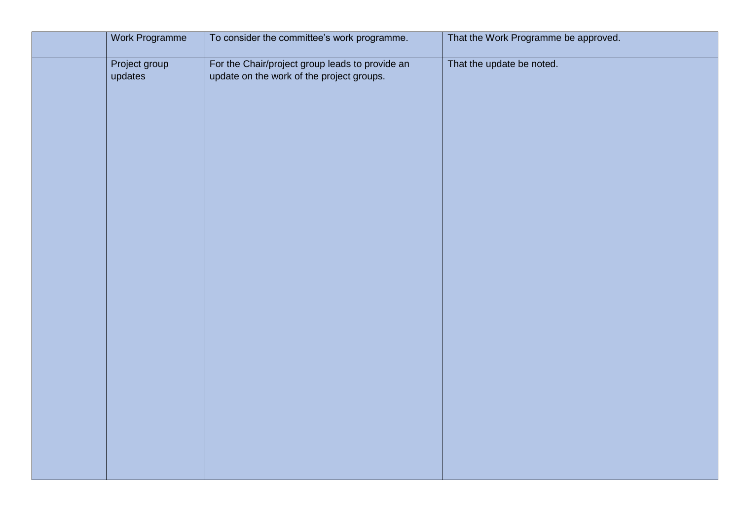| | | | |
|---|---|---|---|
| | Work Programme | To consider the committee's work programme. | That the Work Programme be approved. |
| | Project group updates | For the Chair/project group leads to provide an update on the work of the project groups. | That the update be noted. |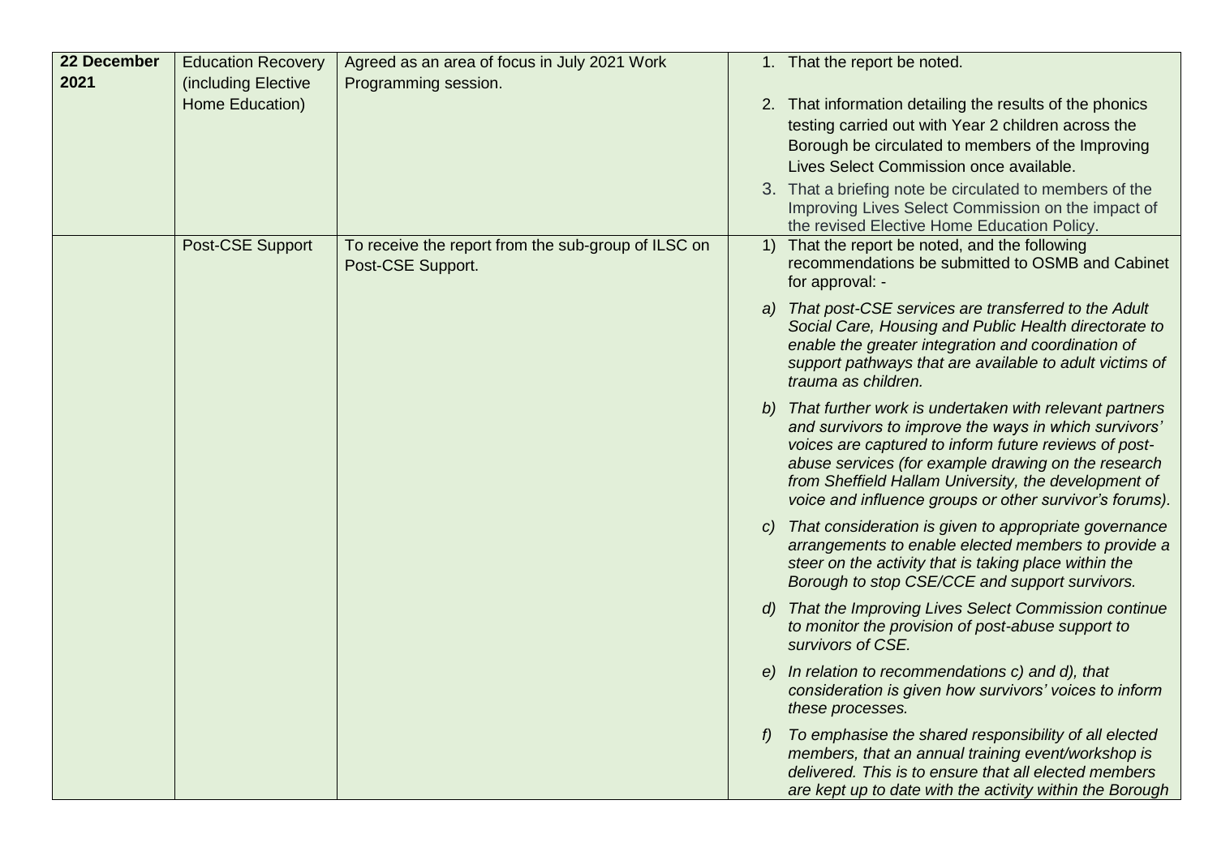| | | | |
|---|---|---|---|
| **22 December 2021** | Education Recovery (including Elective Home Education) | Agreed as an area of focus in July 2021 Work Programming session. | 1. That the report be noted.<br><br>2. That information detailing the results of the phonics testing carried out with Year 2 children across the Borough be circulated to members of the Improving Lives Select Commission once available.<br><br>3. That a briefing note be circulated to members of the Improving Lives Select Commission on the impact of the revised Elective Home Education Policy. |
| | Post-CSE Support | To receive the report from the sub-group of ILSC on Post-CSE Support. | 1) That the report be noted, and the following recommendations be submitted to OSMB and Cabinet for approval: -<br><br>*a) That post-CSE services are transferred to the Adult Social Care, Housing and Public Health directorate to enable the greater integration and coordination of support pathways that are available to adult victims of trauma as children.*<br><br>*b) That further work is undertaken with relevant partners and survivors to improve the ways in which survivors' voices are captured to inform future reviews of post-abuse services (for example drawing on the research from Sheffield Hallam University, the development of voice and influence groups or other survivor's forums).*<br><br>*c) That consideration is given to appropriate governance arrangements to enable elected members to provide a steer on the activity that is taking place within the Borough to stop CSE/CCE and support survivors.*<br><br>*d) That the Improving Lives Select Commission continue to monitor the provision of post-abuse support to survivors of CSE.*<br><br>*e) In relation to recommendations c) and d), that consideration is given how survivors' voices to inform these processes.*<br><br>*f) To emphasise the shared responsibility of all elected members, that an annual training event/workshop is delivered. This is to ensure that all elected members are kept up to date with the activity within the Borough* |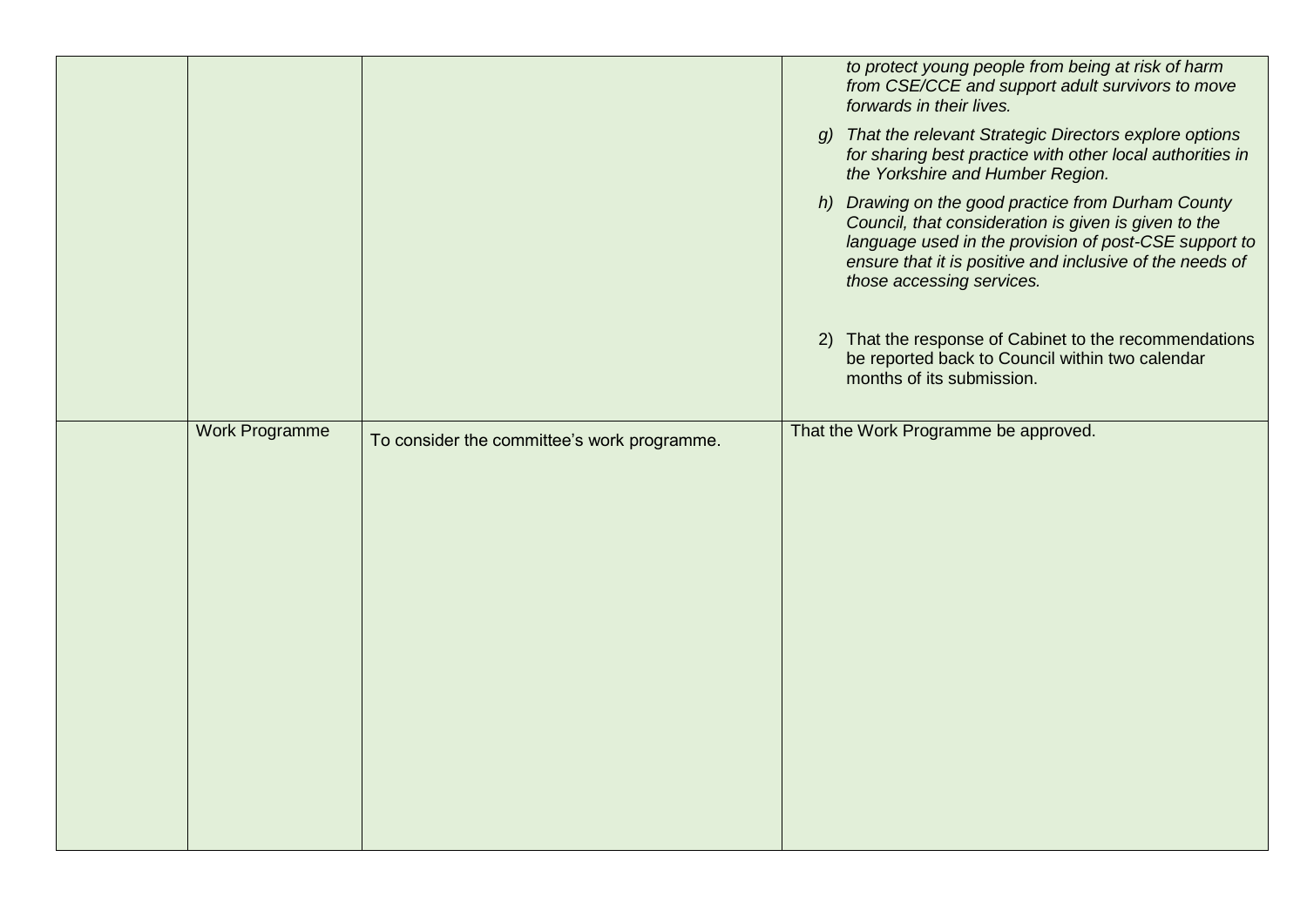| | | | |
|---|---|---|---|
| | | | *to protect young people from being at risk of harm from CSE/CCE and support adult survivors to move forwards in their lives.*<br><br>*g) That the relevant Strategic Directors explore options for sharing best practice with other local authorities in the Yorkshire and Humber Region.*<br><br>*h) Drawing on the good practice from Durham County Council, that consideration is given is given to the language used in the provision of post-CSE support to ensure that it is positive and inclusive of the needs of those accessing services.*<br><br>2) That the response of Cabinet to the recommendations be reported back to Council within two calendar months of its submission. |
| | Work Programme | To consider the committee's work programme. | That the Work Programme be approved. |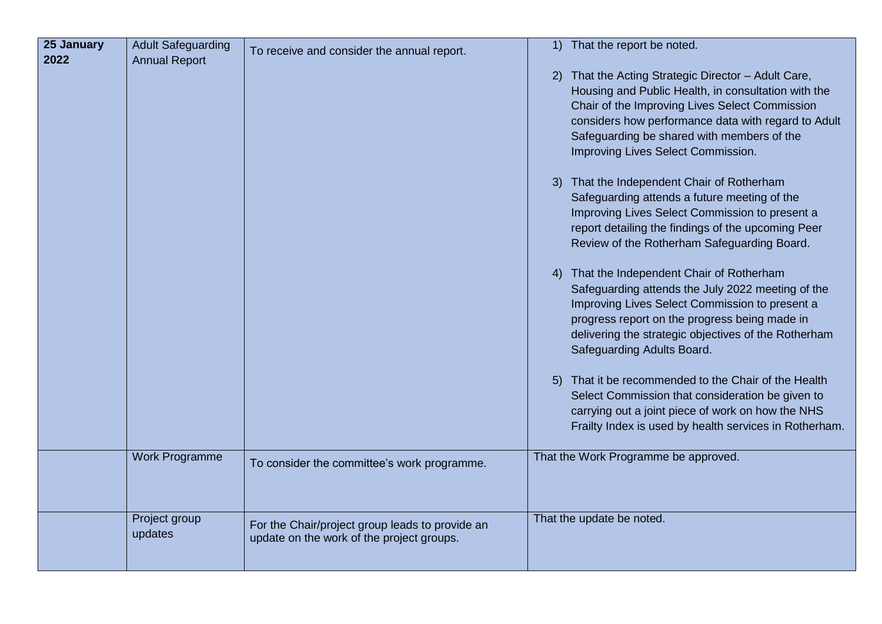| **25 January 2022** | Adult Safeguarding Annual Report | To receive and consider the annual report. | 1) That the report be noted.<br><br>2) That the Acting Strategic Director – Adult Care, Housing and Public Health, in consultation with the Chair of the Improving Lives Select Commission considers how performance data with regard to Adult Safeguarding be shared with members of the Improving Lives Select Commission.<br><br>3) That the Independent Chair of Rotherham Safeguarding attends a future meeting of the Improving Lives Select Commission to present a report detailing the findings of the upcoming Peer Review of the Rotherham Safeguarding Board.<br><br>4) That the Independent Chair of Rotherham Safeguarding attends the July 2022 meeting of the Improving Lives Select Commission to present a progress report on the progress being made in delivering the strategic objectives of the Rotherham Safeguarding Adults Board.<br><br>5) That it be recommended to the Chair of the Health Select Commission that consideration be given to carrying out a joint piece of work on how the NHS Frailty Index is used by health services in Rotherham. |
|---|---|---|---|
| | Work Programme | To consider the committee's work programme. | That the Work Programme be approved. |
| | Project group updates | For the Chair/project group leads to provide an update on the work of the project groups. | That the update be noted. |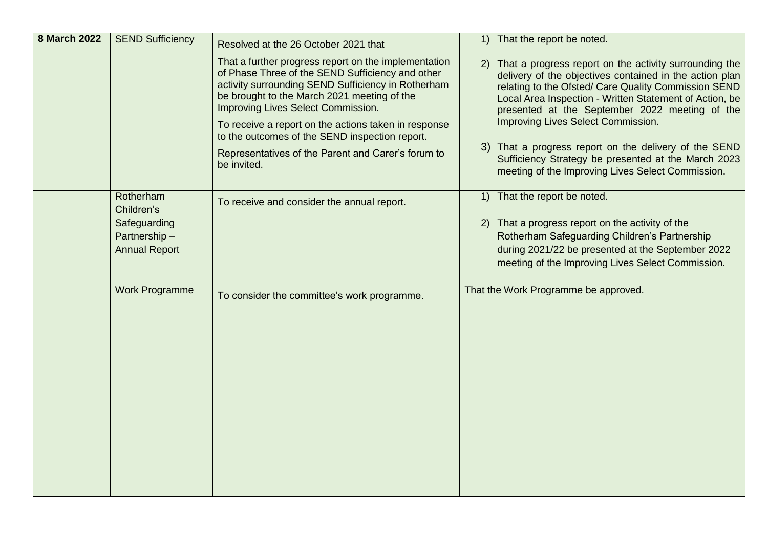| | | | |
|---|---|---|---|
| **8 March 2022** | SEND Sufficiency | Resolved at the 26 October 2021 that<br><br>That a further progress report on the implementation of Phase Three of the SEND Sufficiency and other activity surrounding SEND Sufficiency in Rotherham be brought to the March 2021 meeting of the Improving Lives Select Commission.<br><br>To receive a report on the actions taken in response to the outcomes of the SEND inspection report.<br><br>Representatives of the Parent and Carer's forum to be invited. | 1) That the report be noted.<br><br>2) That a progress report on the activity surrounding the delivery of the objectives contained in the action plan relating to the Ofsted/ Care Quality Commission SEND Local Area Inspection - Written Statement of Action, be presented at the September 2022 meeting of the Improving Lives Select Commission.<br><br>3) That a progress report on the delivery of the SEND Sufficiency Strategy be presented at the March 2023 meeting of the Improving Lives Select Commission. |
| | Rotherham Children's Safeguarding Partnership – Annual Report | To receive and consider the annual report. | 1) That the report be noted.<br><br>2) That a progress report on the activity of the Rotherham Safeguarding Children's Partnership during 2021/22 be presented at the September 2022 meeting of the Improving Lives Select Commission. |
| | Work Programme | To consider the committee's work programme. | That the Work Programme be approved. |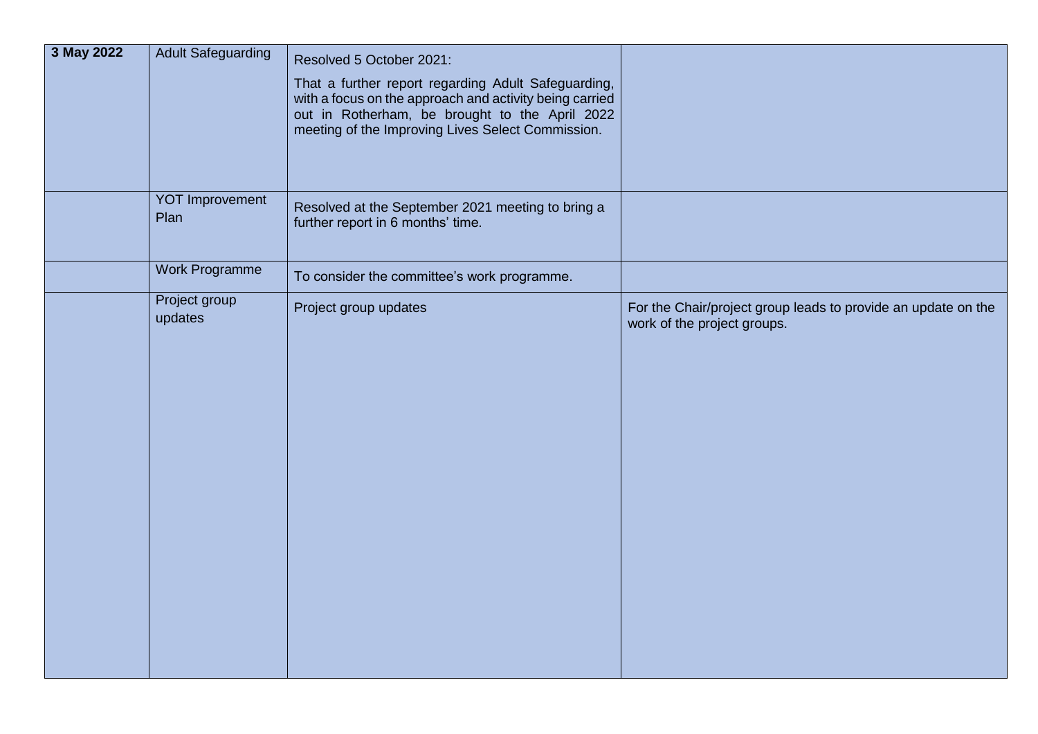| | | | |
|---|---|---|---|
| **3 May 2022** | Adult Safeguarding | Resolved 5 October 2021:<br><br>That a further report regarding Adult Safeguarding, with a focus on the approach and activity being carried out in Rotherham, be brought to the April 2022 meeting of the Improving Lives Select Commission. | |
| | YOT Improvement Plan | Resolved at the September 2021 meeting to bring a further report in 6 months' time. | |
| | Work Programme | To consider the committee's work programme. | |
| | Project group updates | Project group updates | For the Chair/project group leads to provide an update on the work of the project groups. |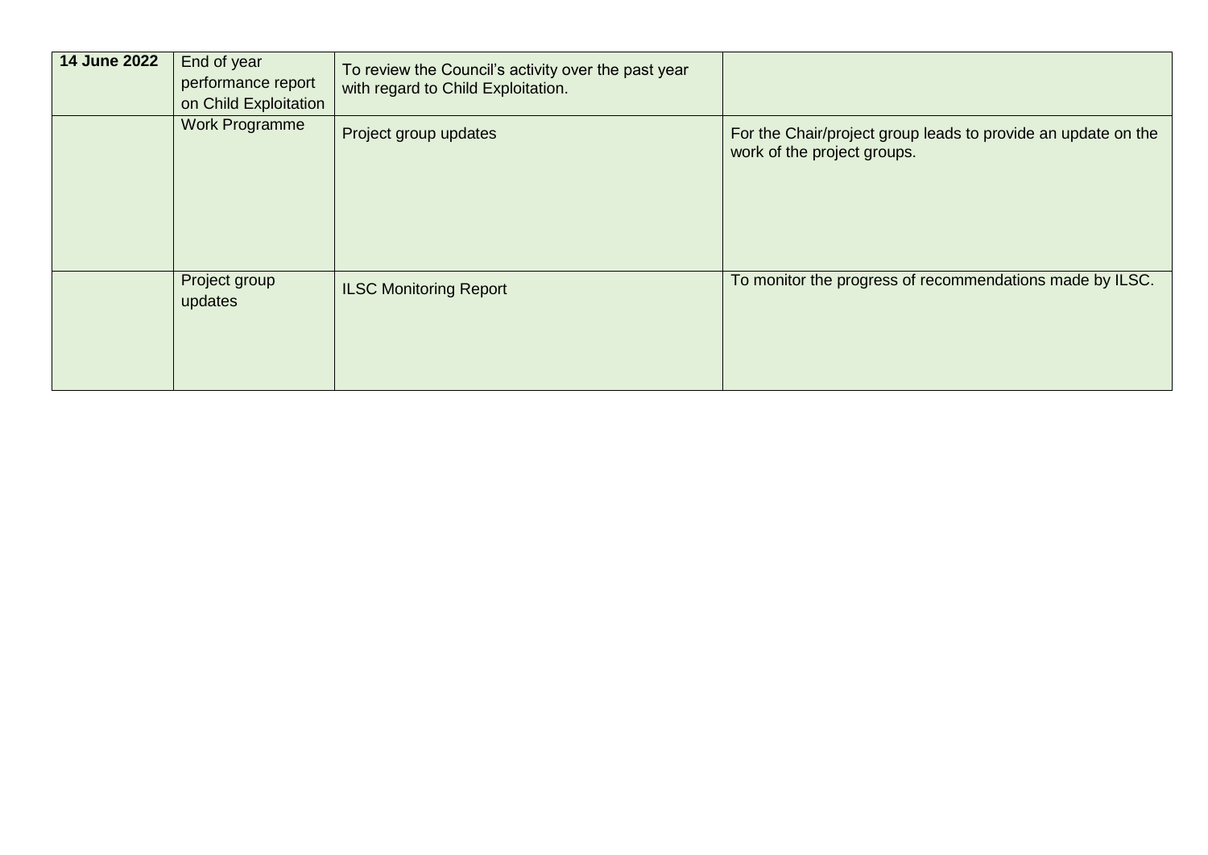| **14 June 2022** | End of year performance report on Child Exploitation | To review the Council's activity over the past year with regard to Child Exploitation. | |
|---|---|---|---|
| | Work Programme | Project group updates | For the Chair/project group leads to provide an update on the work of the project groups. |
| | Project group updates | ILSC Monitoring Report | To monitor the progress of recommendations made by ILSC. |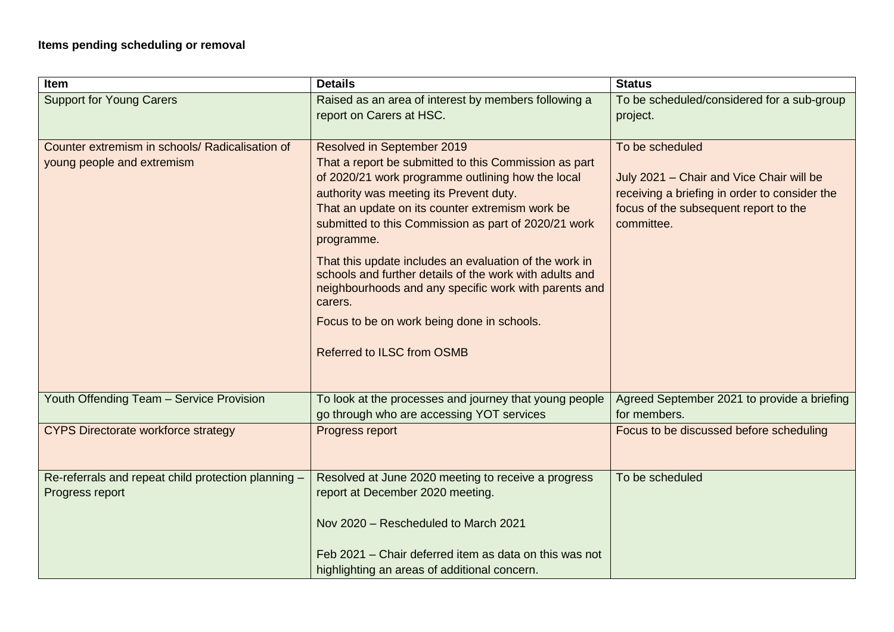**Items pending scheduling or removal**

| Item | Details | Status |
|---|---|---|
| Support for Young Carers | Raised as an area of interest by members following a report on Carers at HSC. | To be scheduled/considered for a sub-group project. |
| Counter extremism in schools/ Radicalisation of young people and extremism | Resolved in September 2019<br>That a report be submitted to this Commission as part of 2020/21 work programme outlining how the local authority was meeting its Prevent duty.<br>That an update on its counter extremism work be submitted to this Commission as part of 2020/21 work programme.<br><br>That this update includes an evaluation of the work in schools and further details of the work with adults and neighbourhoods and any specific work with parents and carers.<br><br>Focus to be on work being done in schools.<br><br>Referred to ILSC from OSMB | To be scheduled<br><br>July 2021 – Chair and Vice Chair will be receiving a briefing in order to consider the focus of the subsequent report to the committee. |
| Youth Offending Team – Service Provision | To look at the processes and journey that young people go through who are accessing YOT services | Agreed September 2021 to provide a briefing for members. |
| CYPS Directorate workforce strategy | Progress report | Focus to be discussed before scheduling |
| Re-referrals and repeat child protection planning – Progress report | Resolved at June 2020 meeting to receive a progress report at December 2020 meeting.<br><br>Nov 2020 – Rescheduled to March 2021<br><br>Feb 2021 – Chair deferred item as data on this was not highlighting an areas of additional concern. | To be scheduled |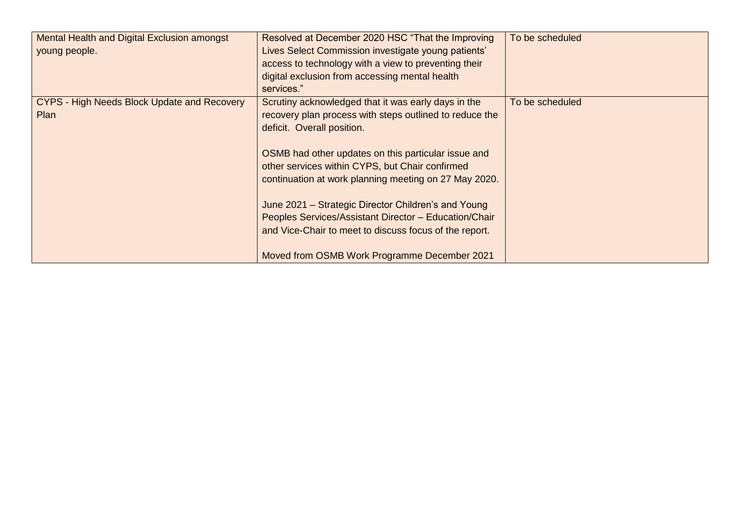| | | |
|---|---|---|
| Mental Health and Digital Exclusion amongst young people. | Resolved at December 2020 HSC "That the Improving Lives Select Commission investigate young patients' access to technology with a view to preventing their digital exclusion from accessing mental health services." | To be scheduled |
| CYPS - High Needs Block Update and Recovery Plan | Scrutiny acknowledged that it was early days in the recovery plan process with steps outlined to reduce the deficit. Overall position.<br><br>OSMB had other updates on this particular issue and other services within CYPS, but Chair confirmed continuation at work planning meeting on 27 May 2020.<br><br>June 2021 – Strategic Director Children's and Young Peoples Services/Assistant Director – Education/Chair and Vice-Chair to meet to discuss focus of the report.<br><br>Moved from OSMB Work Programme December 2021 | To be scheduled |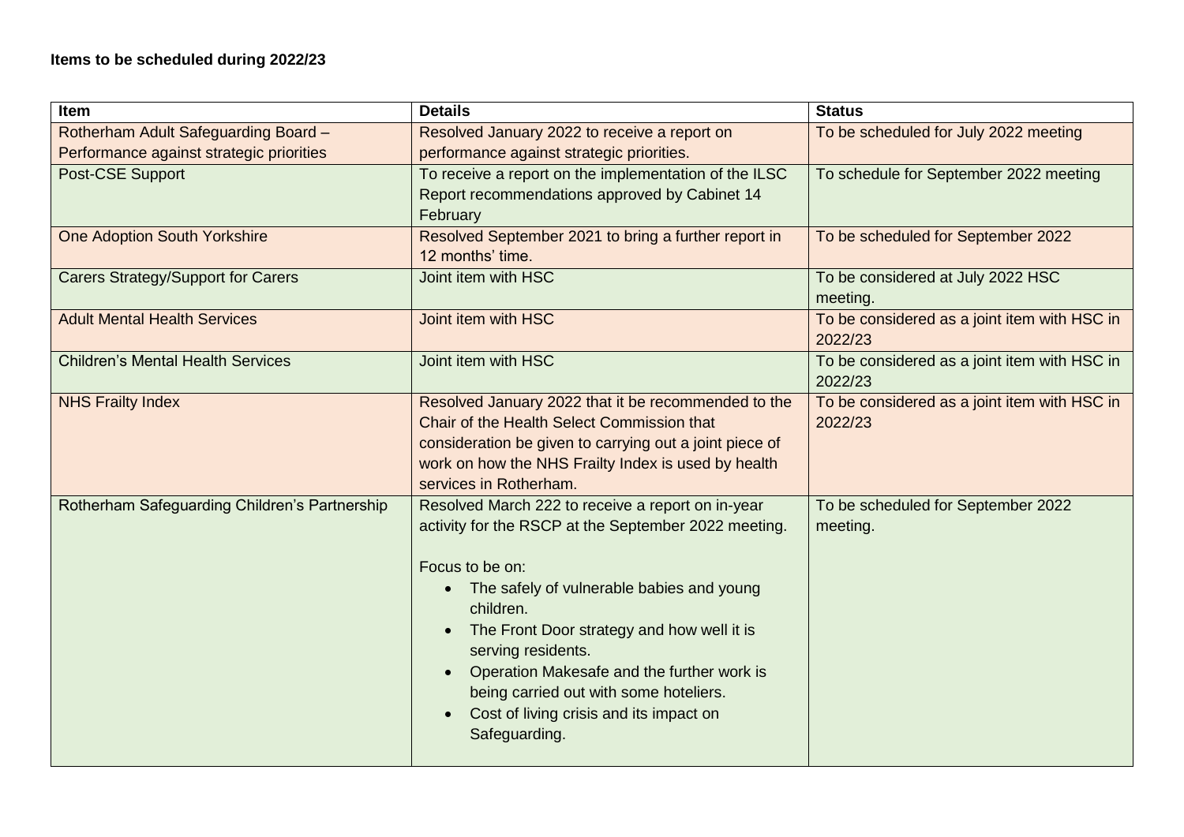**Items to be scheduled during 2022/23**

| Item | Details | Status |
| --- | --- | --- |
| Rotherham Adult Safeguarding Board – Performance against strategic priorities | Resolved January 2022 to receive a report on performance against strategic priorities. | To be scheduled for July 2022 meeting |
| Post-CSE Support | To receive a report on the implementation of the ILSC Report recommendations approved by Cabinet 14 February | To schedule for September 2022 meeting |
| One Adoption South Yorkshire | Resolved September 2021 to bring a further report in 12 months' time. | To be scheduled for September 2022 |
| Carers Strategy/Support for Carers | Joint item with HSC | To be considered at July 2022 HSC meeting. |
| Adult Mental Health Services | Joint item with HSC | To be considered as a joint item with HSC in 2022/23 |
| Children's Mental Health Services | Joint item with HSC | To be considered as a joint item with HSC in 2022/23 |
| NHS Frailty Index | Resolved January 2022 that it be recommended to the Chair of the Health Select Commission that consideration be given to carrying out a joint piece of work on how the NHS Frailty Index is used by health services in Rotherham. | To be considered as a joint item with HSC in 2022/23 |
| Rotherham Safeguarding Children's Partnership | Resolved March 222 to receive a report on in-year activity for the RSCP at the September 2022 meeting.<br><br>Focus to be on:<br>• The safely of vulnerable babies and young children.<br>• The Front Door strategy and how well it is serving residents.<br>• Operation Makesafe and the further work is being carried out with some hoteliers.<br>• Cost of living crisis and its impact on Safeguarding. | To be scheduled for September 2022 meeting. |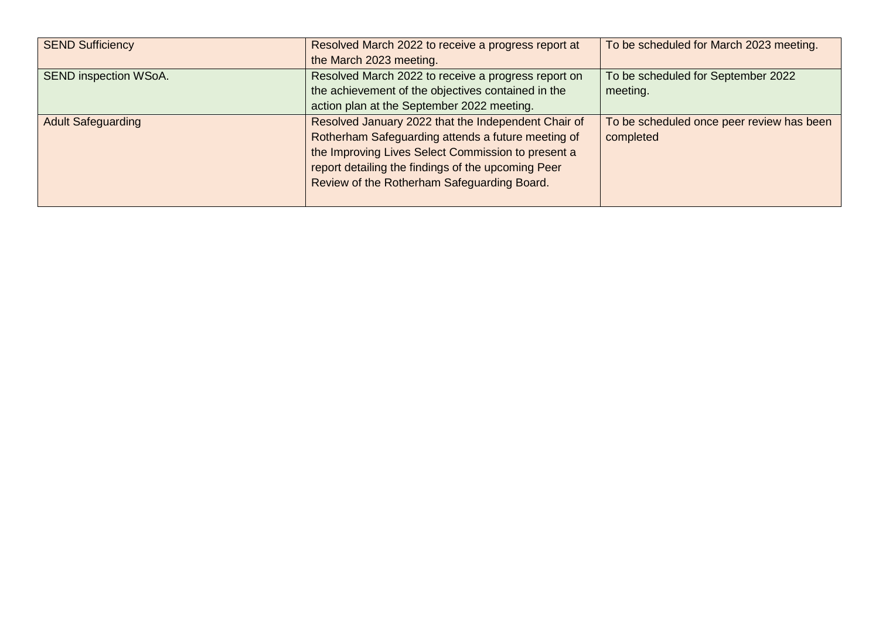| | | |
|---|---|---|
| SEND Sufficiency | Resolved March 2022 to receive a progress report at the March 2023 meeting. | To be scheduled for March 2023 meeting. |
| SEND inspection WSoA. | Resolved March 2022 to receive a progress report on the achievement of the objectives contained in the action plan at the September 2022 meeting. | To be scheduled for September 2022 meeting. |
| Adult Safeguarding | Resolved January 2022 that the Independent Chair of Rotherham Safeguarding attends a future meeting of the Improving Lives Select Commission to present a report detailing the findings of the upcoming Peer Review of the Rotherham Safeguarding Board. | To be scheduled once peer review has been completed |